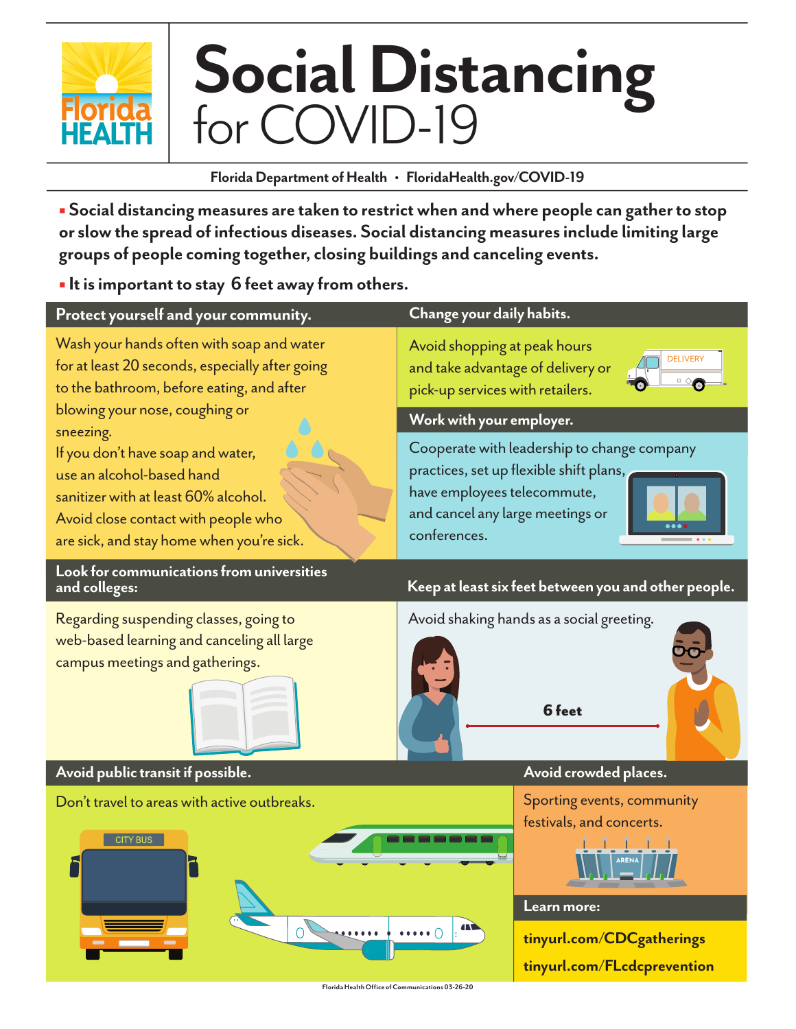# Social Distancing for COVID-19

Florida Health

**Florida Department of Health • FloridaHealth.gov/COVID-19**

- **Social distancing measures are taken to restrict when and where people can gather to stop or slow the spread of infectious diseases. Social distancing measures include limiting large groups of people coming together, closing buildings and canceling events.**
- **It is important to stay 6 feet away from others.**

## Protect yourself and your community.

Wash your hands often with soap and water for at least 20 seconds, especially after going to the bathroom, before eating, and after blowing your nose, coughing or sneezing.

If you don't have soap and water, use an alcohol-based hand sanitizer with at least 60% alcohol.

Avoid close contact with people who are sick, and stay home when you're sick.

## Change your daily habits.

Avoid shopping at peak hours and take advantage of delivery or pick-up services with retailers.

## Work with your employer.

Cooperate with leadership to change company practices, set up flexible shift plans, have employees telecommute, and cancel any large meetings or conferences.

## Look for communications from universities and colleges:

Regarding suspending classes, going to web-based learning and canceling all large campus meetings and gatherings.

## Keep at least six feet between you and other people.

Avoid shaking hands as a social greeting.

6 feet

## Avoid public transit if possible.

Don't travel to areas with active outbreaks.

## Avoid crowded places.

Sporting events, community festivals, and concerts.

## Learn more:

**tinyurl.com/CDCgatherings**

**tinyurl.com/FLcdcprevention**

Florida Health Office of Communications 03-26-20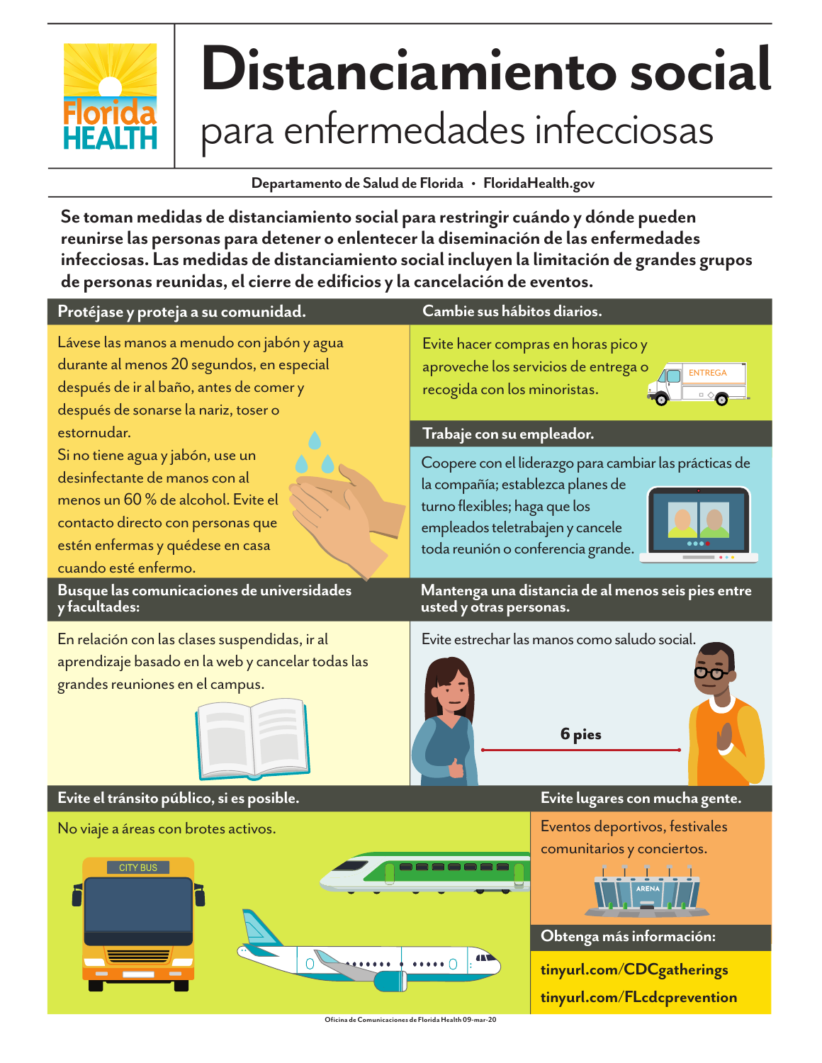# Distanciamiento social

## para enfermedades infecciosas

Departamento de Salud de Florida • FloridaHealth.gov

**Se toman medidas de distanciamiento social para restringir cuándo y dónde pueden reunirse las personas para detener o enlentecer la diseminación de las enfermedades infecciosas. Las medidas de distanciamiento social incluyen la limitación de grandes grupos de personas reunidas, el cierre de edificios y la cancelación de eventos.**

### Protéjase y proteja a su comunidad.

Lávese las manos a menudo con jabón y agua durante al menos 20 segundos, en especial después de ir al baño, antes de comer y después de sonarse la nariz, toser o estornudar.

Si no tiene agua y jabón, use un desinfectante de manos con al menos un 60 % de alcohol. Evite el contacto directo con personas que estén enfermas y quédese en casa cuando esté enfermo.

### Cambie sus hábitos diarios.

Evite hacer compras en horas pico y aproveche los servicios de entrega o recogida con los minoristas.

### Trabaje con su empleador.

Coopere con el liderazgo para cambiar las prácticas de la compañía; establezca planes de turno flexibles; haga que los empleados teletrabajen y cancele toda reunión o conferencia grande.

### Busque las comunicaciones de universidades y facultades:

En relación con las clases suspendidas, ir al aprendizaje basado en la web y cancelar todas las grandes reuniones en el campus.

### Mantenga una distancia de al menos seis pies entre usted y otras personas.

Evite estrechar las manos como saludo social.

### Evite el tránsito público, si es posible.

No viaje a áreas con brotes activos.

### Evite lugares con mucha gente.

Eventos deportivos, festivales comunitarios y conciertos.

### Obtenga más información:

**tinyurl.com/CDCgatherings**

**tinyurl.com/FLcdcprevention**

Oficina de Comunicaciones de Florida Health 09-mar-20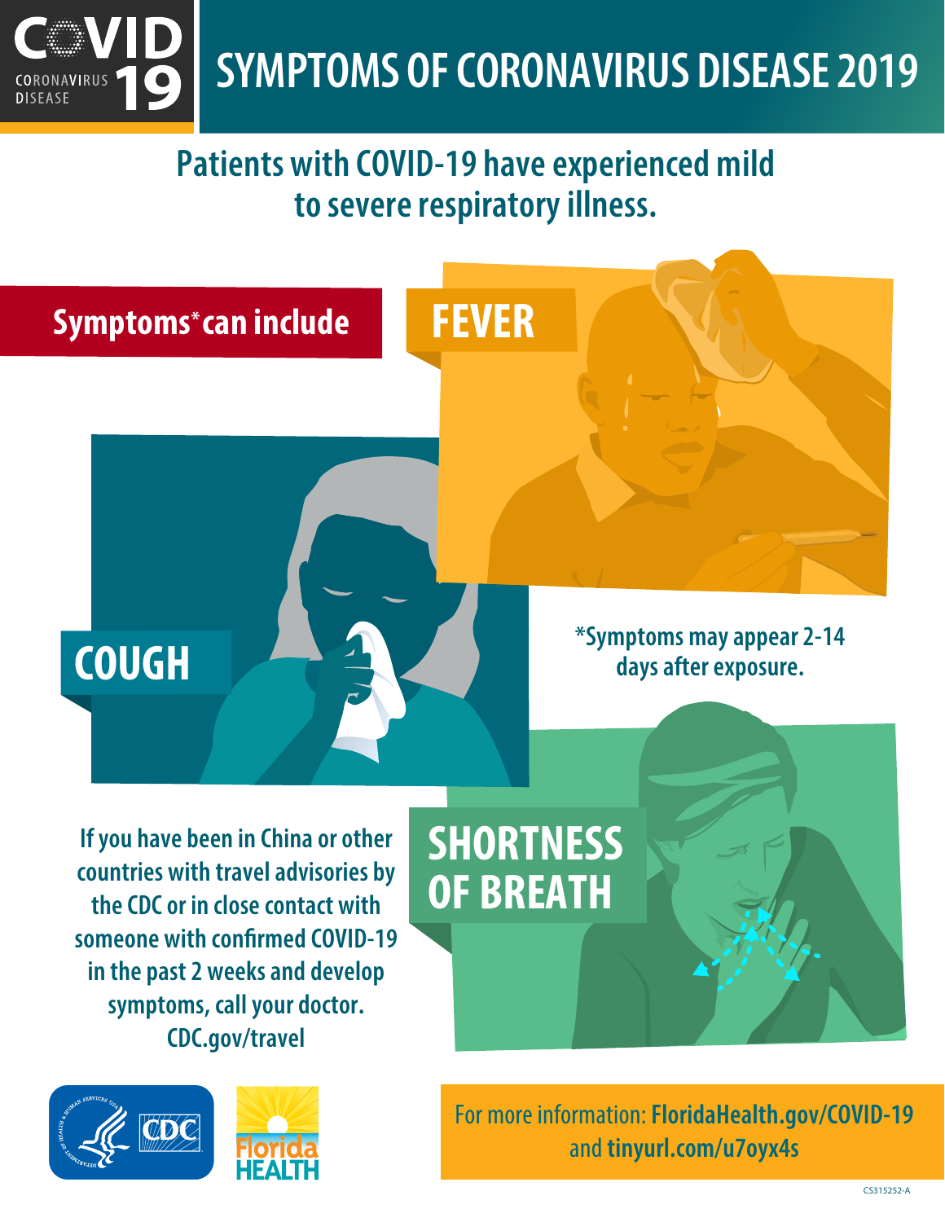# COVID 19

CORONAVIRUS DISEASE

# SYMPTOMS OF CORONAVIRUS DISEASE 2019

## Patients with COVID-19 have experienced mild to severe respiratory illness.

**Symptoms* can include**

**FEVER**

**COUGH**

**SHORTNESS OF BREATH**

*Symptoms may appear 2-14 days after exposure.

If you have been in China or other countries with travel advisories by the CDC or in close contact with someone with confirmed COVID-19 in the past 2 weeks and develop symptoms, call your doctor. CDC.gov/travel

For more information: **FloridaHealth.gov/COVID-19** and **tinyurl.com/u7oyx4s**

CS315252-A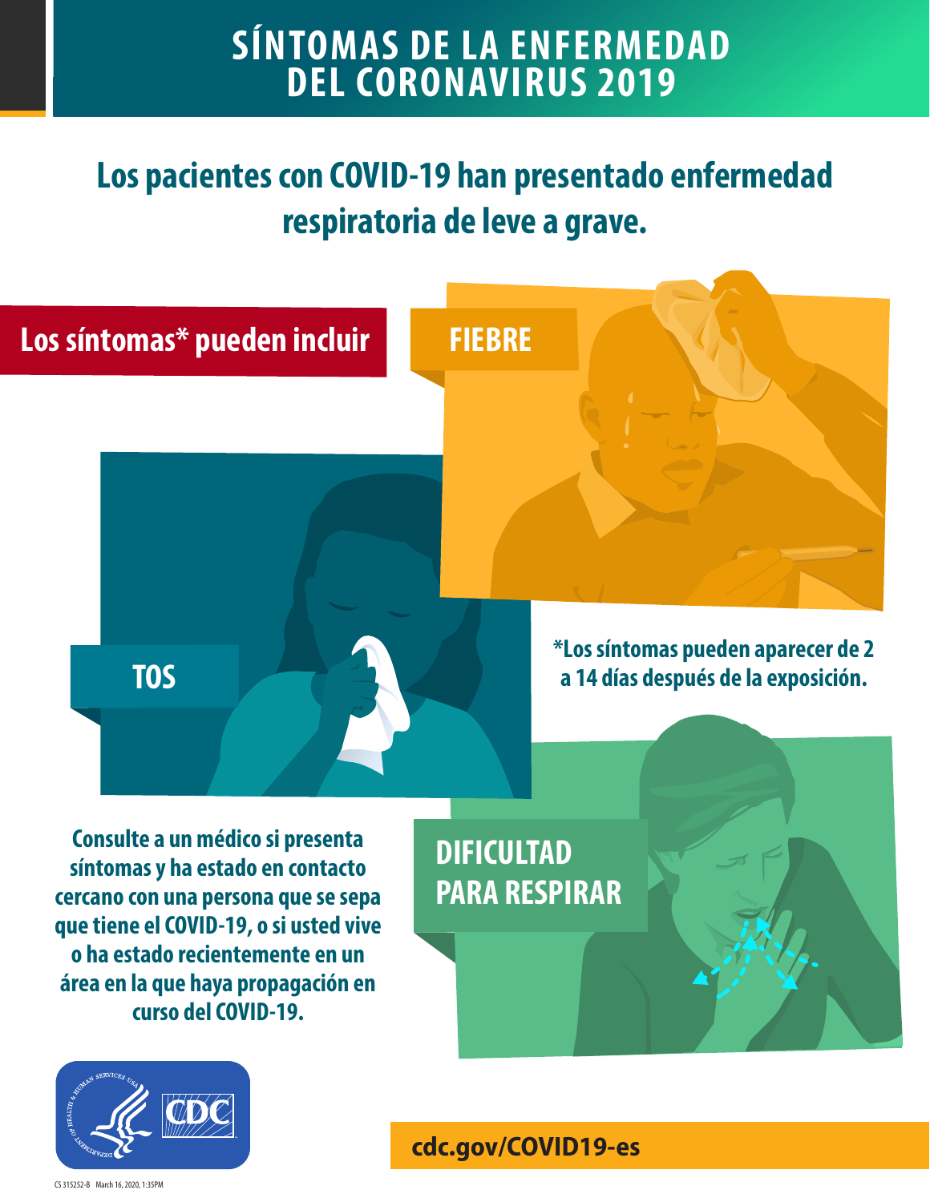# SÍNTOMAS DE LA ENFERMEDAD DEL CORONAVIRUS 2019

## Los pacientes con COVID-19 han presentado enfermedad respiratoria de leve a grave.

**Los síntomas* pueden incluir**

**FIEBRE**

**TOS**

**DIFICULTAD PARA RESPIRAR**

***Los síntomas pueden aparecer de 2 a 14 días después de la exposición.**

**Consulte a un médico si presenta síntomas y ha estado en contacto cercano con una persona que se sepa que tiene el COVID-19, o si usted vive o ha estado recientemente en un área en la que haya propagación en curso del COVID-19.**

**cdc.gov/COVID19-es**

CS 315252-B March 16, 2020, 1:35PM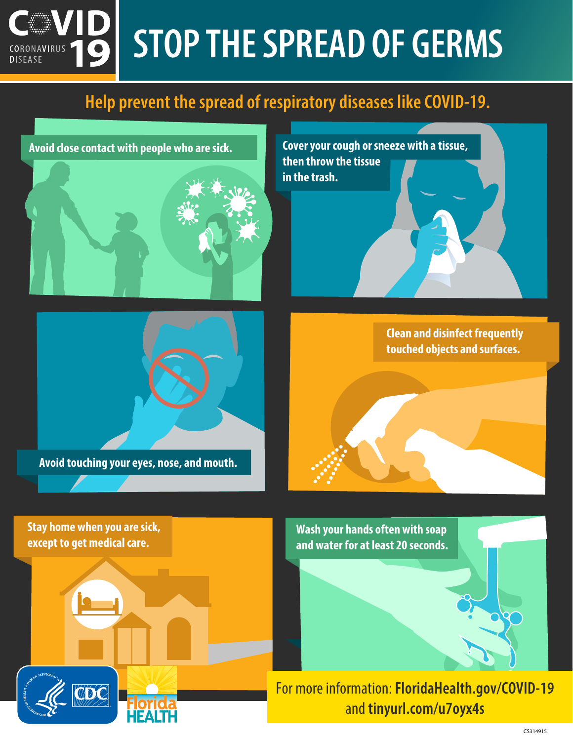# COVID 19 CORONAVIRUS DISEASE

# STOP THE SPREAD OF GERMS

## Help prevent the spread of respiratory diseases like COVID-19.

Avoid close contact with people who are sick.

Cover your cough or sneeze with a tissue, then throw the tissue in the trash.

Avoid touching your eyes, nose, and mouth.

Clean and disinfect frequently touched objects and surfaces.

Stay home when you are sick, except to get medical care.

Wash your hands often with soap and water for at least 20 seconds.

For more information: **FloridaHealth.gov/COVID-19** and **tinyurl.com/u7oyx4s**

CDC

Florida HEALTH

CS314915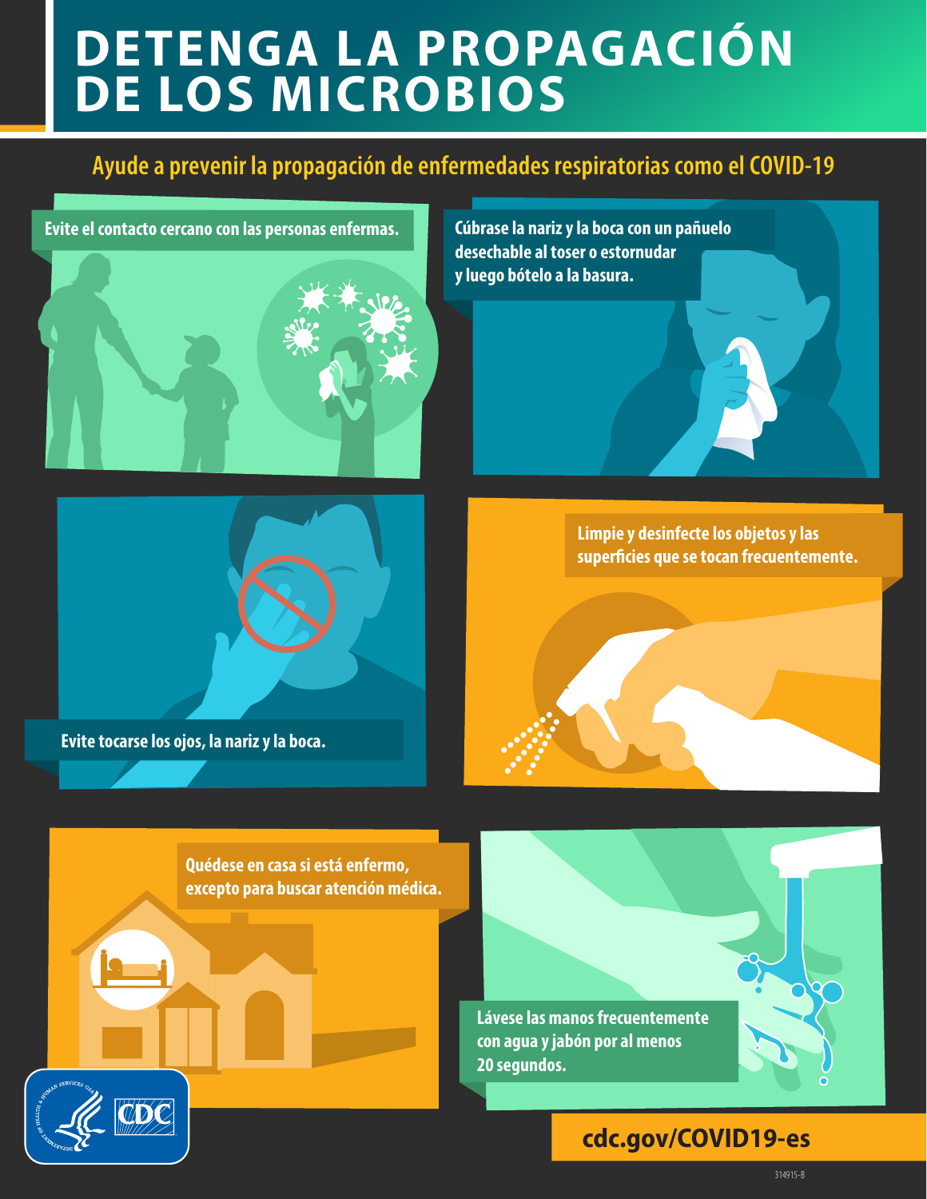# DETENGA LA PROPAGACIÓN DE LOS MICROBIOS

## Ayude a prevenir la propagación de enfermedades respiratorias como el COVID-19

Evite el contacto cercano con las personas enfermas.

Cúbrase la nariz y la boca con un pañuelo desechable al toser o estornudar y luego bótelo a la basura.

Evite tocarse los ojos, la nariz y la boca.

Limpie y desinfecte los objetos y las superficies que se tocan frecuentemente.

Quédese en casa si está enfermo, excepto para buscar atención médica.

Lávese las manos frecuentemente con agua y jabón por al menos 20 segundos.

cdc.gov/COVID19-es

314915-B